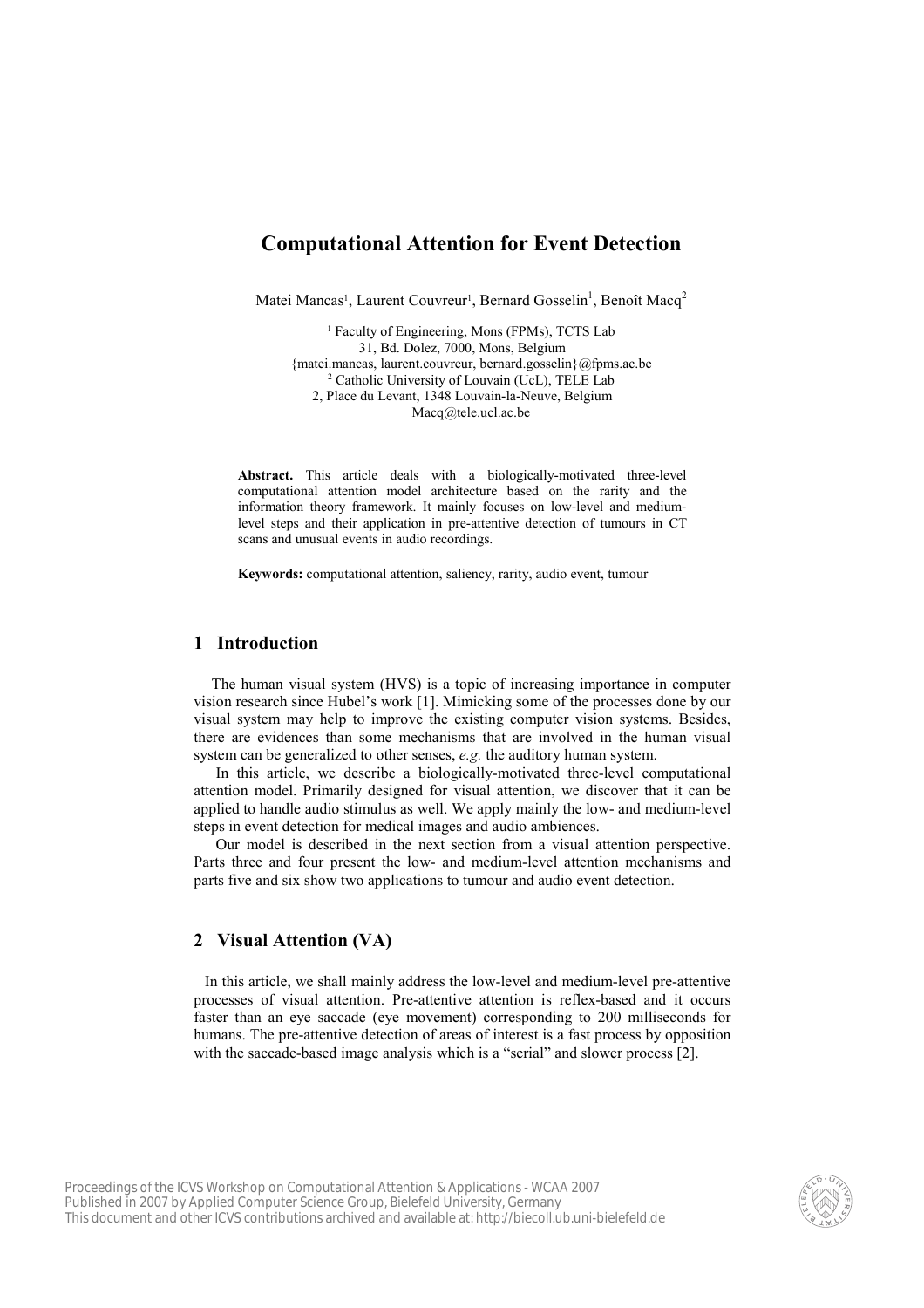# Computational Attention for Event Detection

Matei Mancas[1], Laurent Couvreur[1], Bernard Gosselin[1], Benoît Macq[2]

[1] Faculty of Engineering, Mons (FPMs), TCTS Lab
31, Bd. Dolez, 7000, Mons, Belgium
{matei.mancas, laurent.couvreur, bernard.gosselin}@fpms.ac.be
[2] Catholic University of Louvain (UcL), TELE Lab
2, Place du Levant, 1348 Louvain-la-Neuve, Belgium
Macq@tele.ucl.ac.be

**Abstract.** This article deals with a biologically-motivated three-level computational attention model architecture based on the rarity and the information theory framework. It mainly focuses on low-level and medium-level steps and their application in pre-attentive detection of tumours in CT scans and unusual events in audio recordings.

**Keywords:** computational attention, saliency, rarity, audio event, tumour

## 1 Introduction

The human visual system (HVS) is a topic of increasing importance in computer vision research since Hubel's work [1]. Mimicking some of the processes done by our visual system may help to improve the existing computer vision systems. Besides, there are evidences than some mechanisms that are involved in the human visual system can be generalized to other senses, *e.g.* the auditory human system.

In this article, we describe a biologically-motivated three-level computational attention model. Primarily designed for visual attention, we discover that it can be applied to handle audio stimulus as well. We apply mainly the low- and medium-level steps in event detection for medical images and audio ambiences.

Our model is described in the next section from a visual attention perspective. Parts three and four present the low- and medium-level attention mechanisms and parts five and six show two applications to tumour and audio event detection.

## 2 Visual Attention (VA)

In this article, we shall mainly address the low-level and medium-level pre-attentive processes of visual attention. Pre-attentive attention is reflex-based and it occurs faster than an eye saccade (eye movement) corresponding to 200 milliseconds for humans. The pre-attentive detection of areas of interest is a fast process by opposition with the saccade-based image analysis which is a "serial" and slower process [2].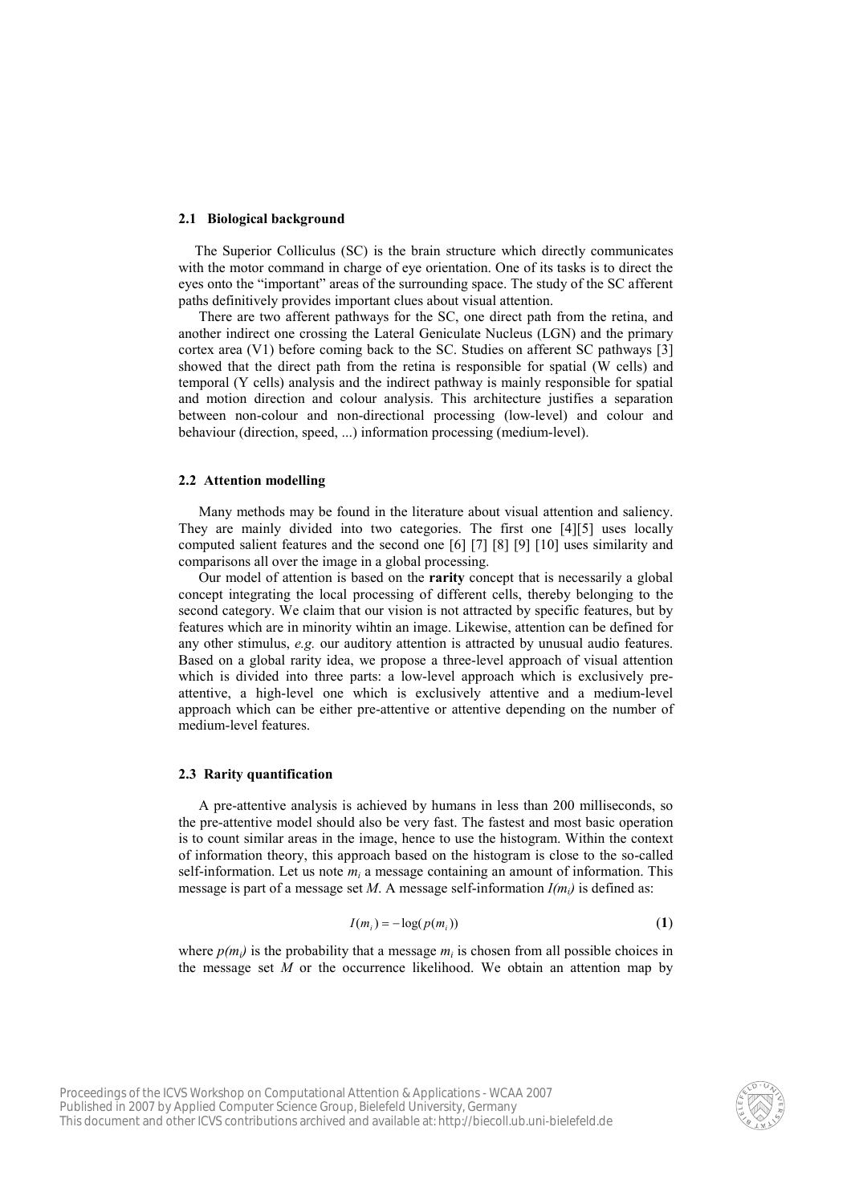### 2.1 Biological background

The Superior Colliculus (SC) is the brain structure which directly communicates with the motor command in charge of eye orientation. One of its tasks is to direct the eyes onto the "important" areas of the surrounding space. The study of the SC afferent paths definitively provides important clues about visual attention.

There are two afferent pathways for the SC, one direct path from the retina, and another indirect one crossing the Lateral Geniculate Nucleus (LGN) and the primary cortex area (V1) before coming back to the SC. Studies on afferent SC pathways [3] showed that the direct path from the retina is responsible for spatial (W cells) and temporal (Y cells) analysis and the indirect pathway is mainly responsible for spatial and motion direction and colour analysis. This architecture justifies a separation between non-colour and non-directional processing (low-level) and colour and behaviour (direction, speed, ...) information processing (medium-level).

### 2.2 Attention modelling

Many methods may be found in the literature about visual attention and saliency. They are mainly divided into two categories. The first one [4][5] uses locally computed salient features and the second one [6] [7] [8] [9] [10] uses similarity and comparisons all over the image in a global processing.

Our model of attention is based on the **rarity** concept that is necessarily a global concept integrating the local processing of different cells, thereby belonging to the second category. We claim that our vision is not attracted by specific features, but by features which are in minority wihtin an image. Likewise, attention can be defined for any other stimulus, *e.g.* our auditory attention is attracted by unusual audio features. Based on a global rarity idea, we propose a three-level approach of visual attention which is divided into three parts: a low-level approach which is exclusively pre-attentive, a high-level one which is exclusively attentive and a medium-level approach which can be either pre-attentive or attentive depending on the number of medium-level features.

### 2.3 Rarity quantification

A pre-attentive analysis is achieved by humans in less than 200 milliseconds, so the pre-attentive model should also be very fast. The fastest and most basic operation is to count similar areas in the image, hence to use the histogram. Within the context of information theory, this approach based on the histogram is close to the so-called self-information. Let us note $m_i$ a message containing an amount of information. This message is part of a message set $M$. A message self-information $I(m_i)$ is defined as:

$$I(m_i) = -\log(p(m_i)) \tag{1}$$

where $p(m_i)$ is the probability that a message $m_i$ is chosen from all possible choices in the message set $M$ or the occurrence likelihood. We obtain an attention map by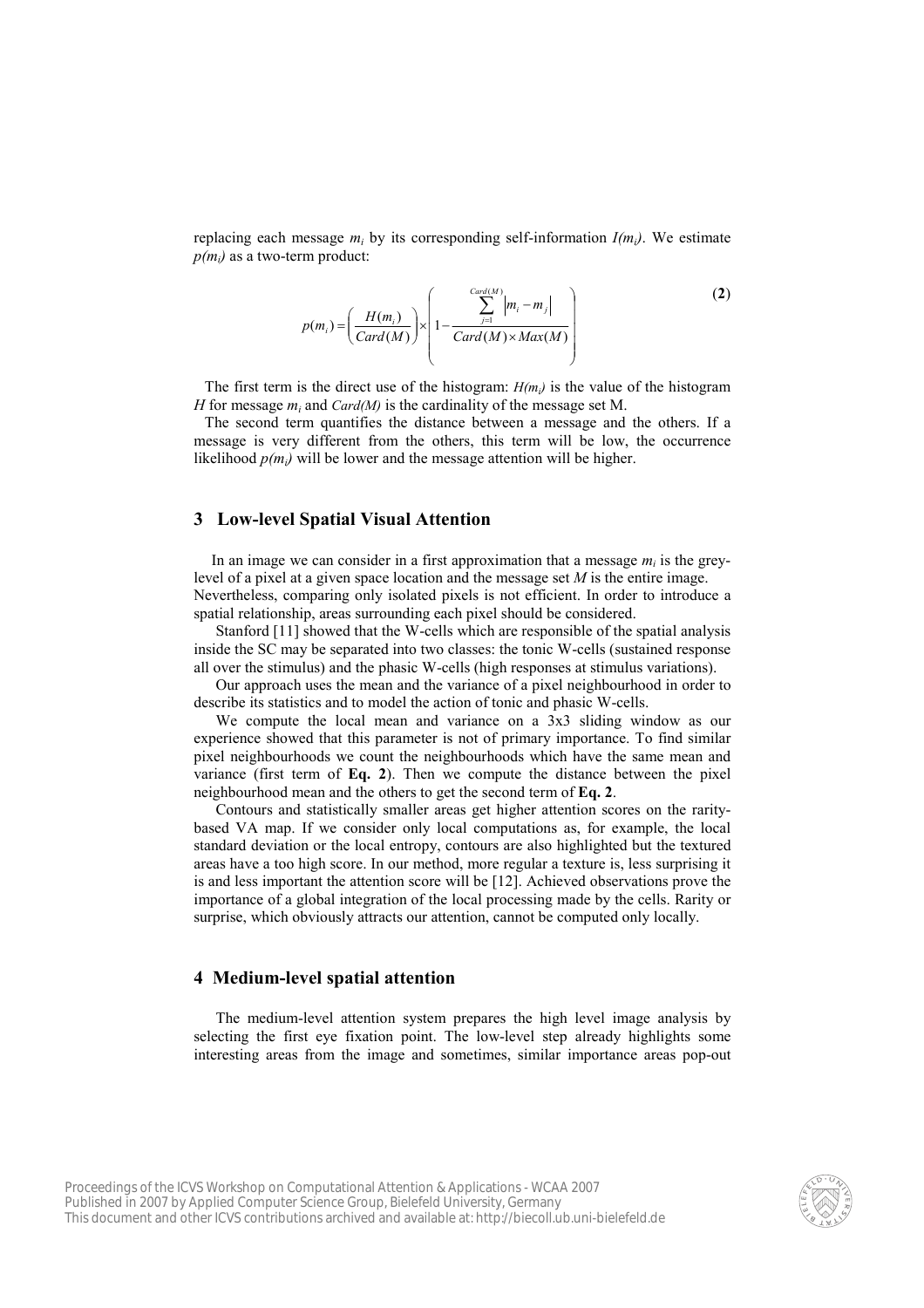replacing each message $m_i$ by its corresponding self-information $I(m_i)$. We estimate $p(m_i)$ as a two-term product:

$$p(m_i) = \left( \frac{H(m_i)}{Card(M)} \right) \times \left( 1 - \frac{\sum_{j=1}^{Card(M)} \left| m_i - m_j \right|}{Card(M) \times Max(M)} \right) \quad \textbf{(2)}$$

The first term is the direct use of the histogram: $H(m_i)$ is the value of the histogram $H$ for message $m_i$ and $Card(M)$ is the cardinality of the message set M.

The second term quantifies the distance between a message and the others. If a message is very different from the others, this term will be low, the occurrence likelihood $p(m_i)$ will be lower and the message attention will be higher.

## 3 Low-level Spatial Visual Attention

In an image we can consider in a first approximation that a message $m_i$ is the grey-level of a pixel at a given space location and the message set $M$ is the entire image. Nevertheless, comparing only isolated pixels is not efficient. In order to introduce a spatial relationship, areas surrounding each pixel should be considered.

Stanford [11] showed that the W-cells which are responsible of the spatial analysis inside the SC may be separated into two classes: the tonic W-cells (sustained response all over the stimulus) and the phasic W-cells (high responses at stimulus variations).

Our approach uses the mean and the variance of a pixel neighbourhood in order to describe its statistics and to model the action of tonic and phasic W-cells.

We compute the local mean and variance on a 3x3 sliding window as our experience showed that this parameter is not of primary importance. To find similar pixel neighbourhoods we count the neighbourhoods which have the same mean and variance (first term of **Eq. 2**). Then we compute the distance between the pixel neighbourhood mean and the others to get the second term of **Eq. 2**.

Contours and statistically smaller areas get higher attention scores on the rarity-based VA map. If we consider only local computations as, for example, the local standard deviation or the local entropy, contours are also highlighted but the textured areas have a too high score. In our method, more regular a texture is, less surprising it is and less important the attention score will be [12]. Achieved observations prove the importance of a global integration of the local processing made by the cells. Rarity or surprise, which obviously attracts our attention, cannot be computed only locally.

## 4 Medium-level spatial attention

The medium-level attention system prepares the high level image analysis by selecting the first eye fixation point. The low-level step already highlights some interesting areas from the image and sometimes, similar importance areas pop-out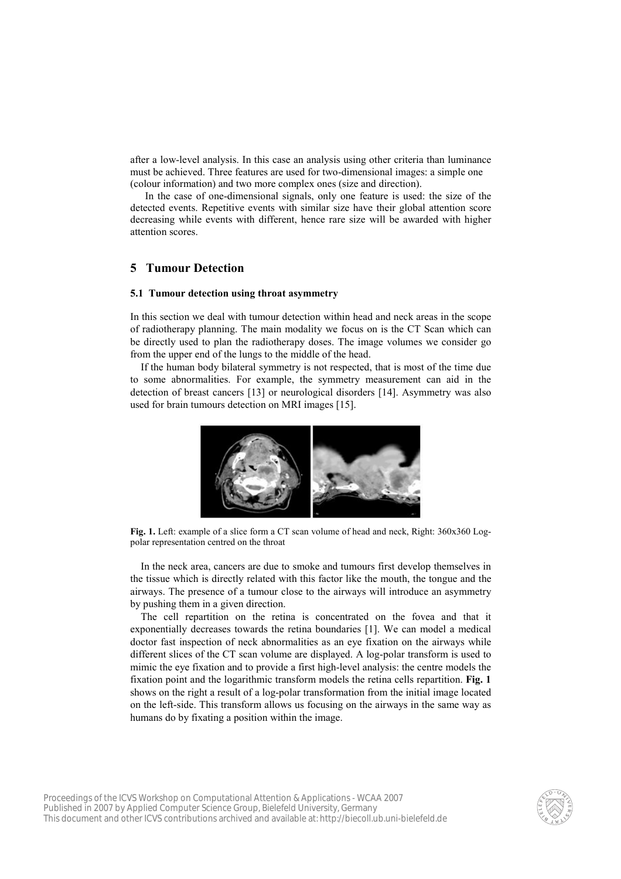after a low-level analysis. In this case an analysis using other criteria than luminance must be achieved. Three features are used for two-dimensional images: a simple one (colour information) and two more complex ones (size and direction).

In the case of one-dimensional signals, only one feature is used: the size of the detected events. Repetitive events with similar size have their global attention score decreasing while events with different, hence rare size will be awarded with higher attention scores.

## 5 Tumour Detection

### 5.1 Tumour detection using throat asymmetry

In this section we deal with tumour detection within head and neck areas in the scope of radiotherapy planning. The main modality we focus on is the CT Scan which can be directly used to plan the radiotherapy doses. The image volumes we consider go from the upper end of the lungs to the middle of the head.

If the human body bilateral symmetry is not respected, that is most of the time due to some abnormalities. For example, the symmetry measurement can aid in the detection of breast cancers [13] or neurological disorders [14]. Asymmetry was also used for brain tumours detection on MRI images [15].

**Fig. 1.** Left: example of a slice form a CT scan volume of head and neck, Right: 360x360 Log-polar representation centred on the throat

In the neck area, cancers are due to smoke and tumours first develop themselves in the tissue which is directly related with this factor like the mouth, the tongue and the airways. The presence of a tumour close to the airways will introduce an asymmetry by pushing them in a given direction.

The cell repartition on the retina is concentrated on the fovea and that it exponentially decreases towards the retina boundaries [1]. We can model a medical doctor fast inspection of neck abnormalities as an eye fixation on the airways while different slices of the CT scan volume are displayed. A log-polar transform is used to mimic the eye fixation and to provide a first high-level analysis: the centre models the fixation point and the logarithmic transform models the retina cells repartition. **Fig. 1** shows on the right a result of a log-polar transformation from the initial image located on the left-side. This transform allows us focusing on the airways in the same way as humans do by fixating a position within the image.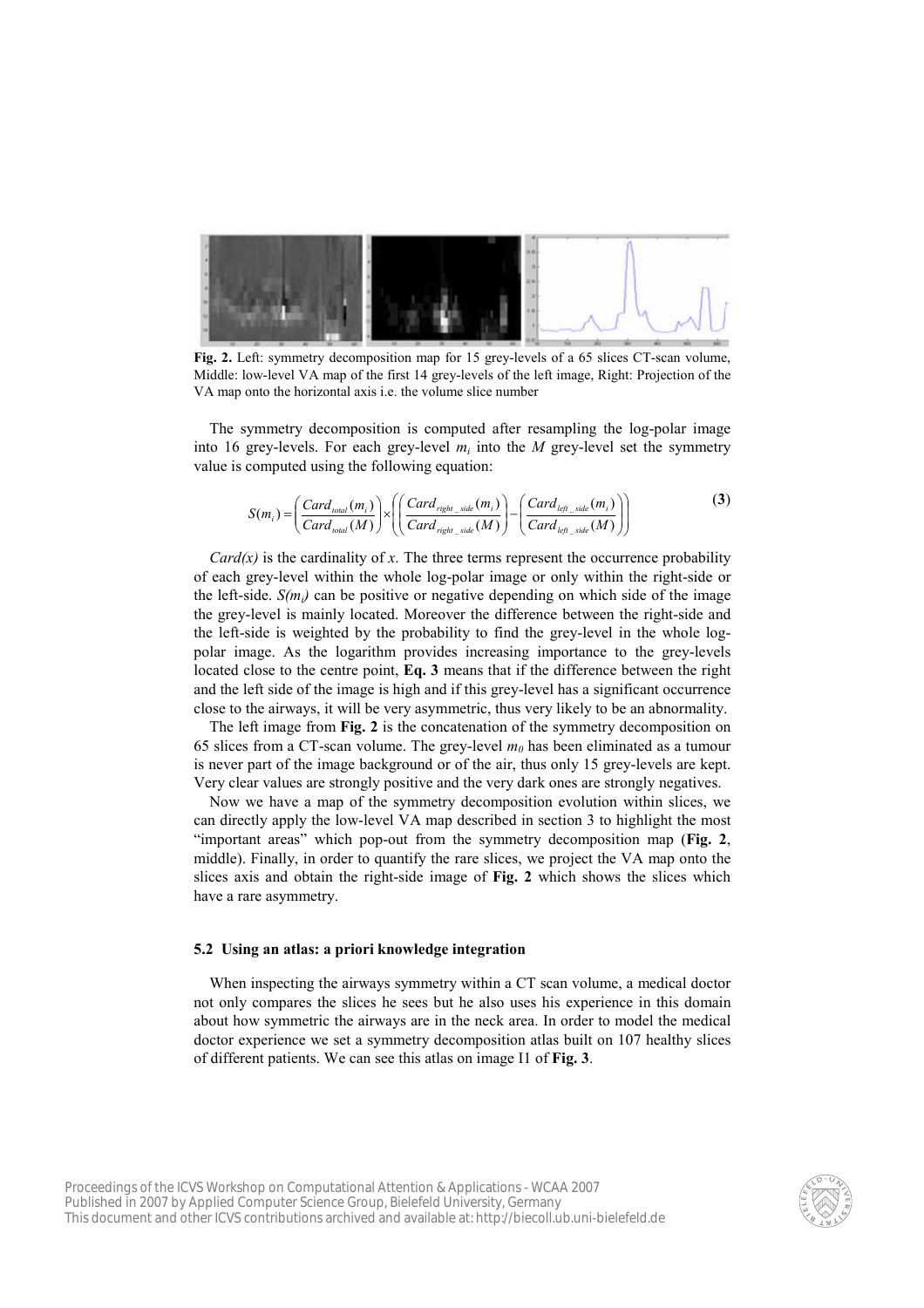**Fig. 2.** Left: symmetry decomposition map for 15 grey-levels of a 65 slices CT-scan volume, Middle: low-level VA map of the first 14 grey-levels of the left image, Right: Projection of the VA map onto the horizontal axis i.e. the volume slice number

The symmetry decomposition is computed after resampling the log-polar image into 16 grey-levels. For each grey-level $m_i$ into the $M$ grey-level set the symmetry value is computed using the following equation:

$$S(m_i) = \left( \frac{Card_{total}(m_i)}{Card_{total}(M)} \right) \times \left( \left( \frac{Card_{right\_side}(m_i)}{Card_{right\_side}(M)} \right) - \left( \frac{Card_{left\_side}(m_i)}{Card_{left\_side}(M)} \right) \right) \tag{3}$$

*Card(x)* is the cardinality of *x*. The three terms represent the occurrence probability of each grey-level within the whole log-polar image or only within the right-side or the left-side. $S(m_i)$ can be positive or negative depending on which side of the image the grey-level is mainly located. Moreover the difference between the right-side and the left-side is weighted by the probability to find the grey-level in the whole log-polar image. As the logarithm provides increasing importance to the grey-levels located close to the centre point, **Eq. 3** means that if the difference between the right and the left side of the image is high and if this grey-level has a significant occurrence close to the airways, it will be very asymmetric, thus very likely to be an abnormality.

The left image from **Fig. 2** is the concatenation of the symmetry decomposition on 65 slices from a CT-scan volume. The grey-level $m_0$ has been eliminated as a tumour is never part of the image background or of the air, thus only 15 grey-levels are kept. Very clear values are strongly positive and the very dark ones are strongly negatives.

Now we have a map of the symmetry decomposition evolution within slices, we can directly apply the low-level VA map described in section 3 to highlight the most "important areas" which pop-out from the symmetry decomposition map (**Fig. 2**, middle). Finally, in order to quantify the rare slices, we project the VA map onto the slices axis and obtain the right-side image of **Fig. 2** which shows the slices which have a rare asymmetry.

### 5.2 Using an atlas: a priori knowledge integration

When inspecting the airways symmetry within a CT scan volume, a medical doctor not only compares the slices he sees but he also uses his experience in this domain about how symmetric the airways are in the neck area. In order to model the medical doctor experience we set a symmetry decomposition atlas built on 107 healthy slices of different patients. We can see this atlas on image I1 of **Fig. 3**.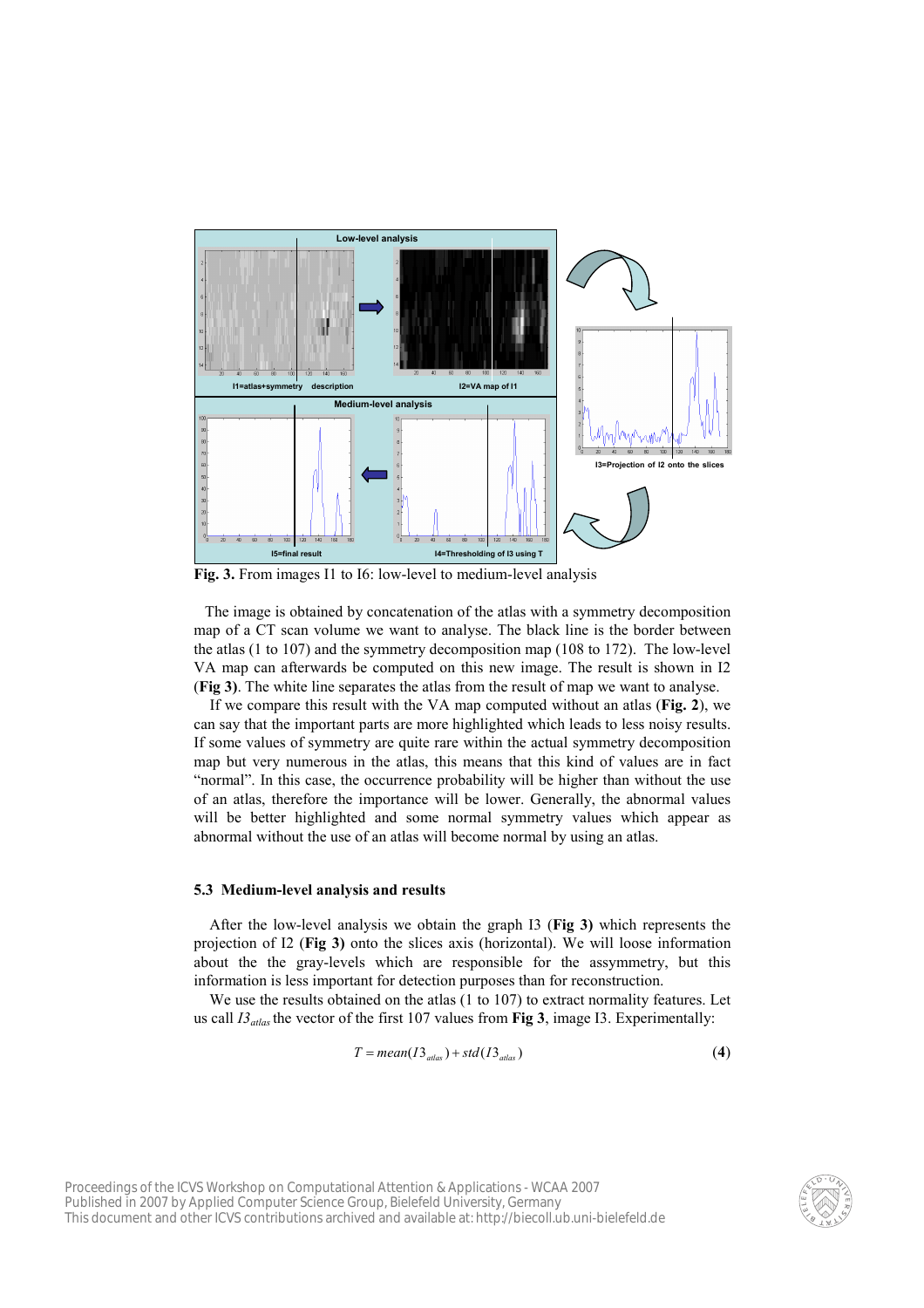**Fig. 3.** From images I1 to I6: low-level to medium-level analysis

The image is obtained by concatenation of the atlas with a symmetry decomposition map of a CT scan volume we want to analyse. The black line is the border between the atlas (1 to 107) and the symmetry decomposition map (108 to 172). The low-level VA map can afterwards be computed on this new image. The result is shown in I2 (**Fig 3**). The white line separates the atlas from the result of map we want to analyse.

If we compare this result with the VA map computed without an atlas (**Fig. 2**), we can say that the important parts are more highlighted which leads to less noisy results. If some values of symmetry are quite rare within the actual symmetry decomposition map but very numerous in the atlas, this means that this kind of values are in fact "normal". In this case, the occurrence probability will be higher than without the use of an atlas, therefore the importance will be lower. Generally, the abnormal values will be better highlighted and some normal symmetry values which appear as abnormal without the use of an atlas will become normal by using an atlas.

### 5.3 Medium-level analysis and results

After the low-level analysis we obtain the graph I3 (**Fig 3)** which represents the projection of I2 (**Fig 3)** onto the slices axis (horizontal). We will loose information about the the gray-levels which are responsible for the assymmetry, but this information is less important for detection purposes than for reconstruction.

We use the results obtained on the atlas (1 to 107) to extract normality features. Let us call $I3_{atlas}$ the vector of the first 107 values from **Fig 3**, image I3. Experimentally:

$$T = mean(I3_{atlas}) + std(I3_{atlas}) \quad \textbf{(4)}$$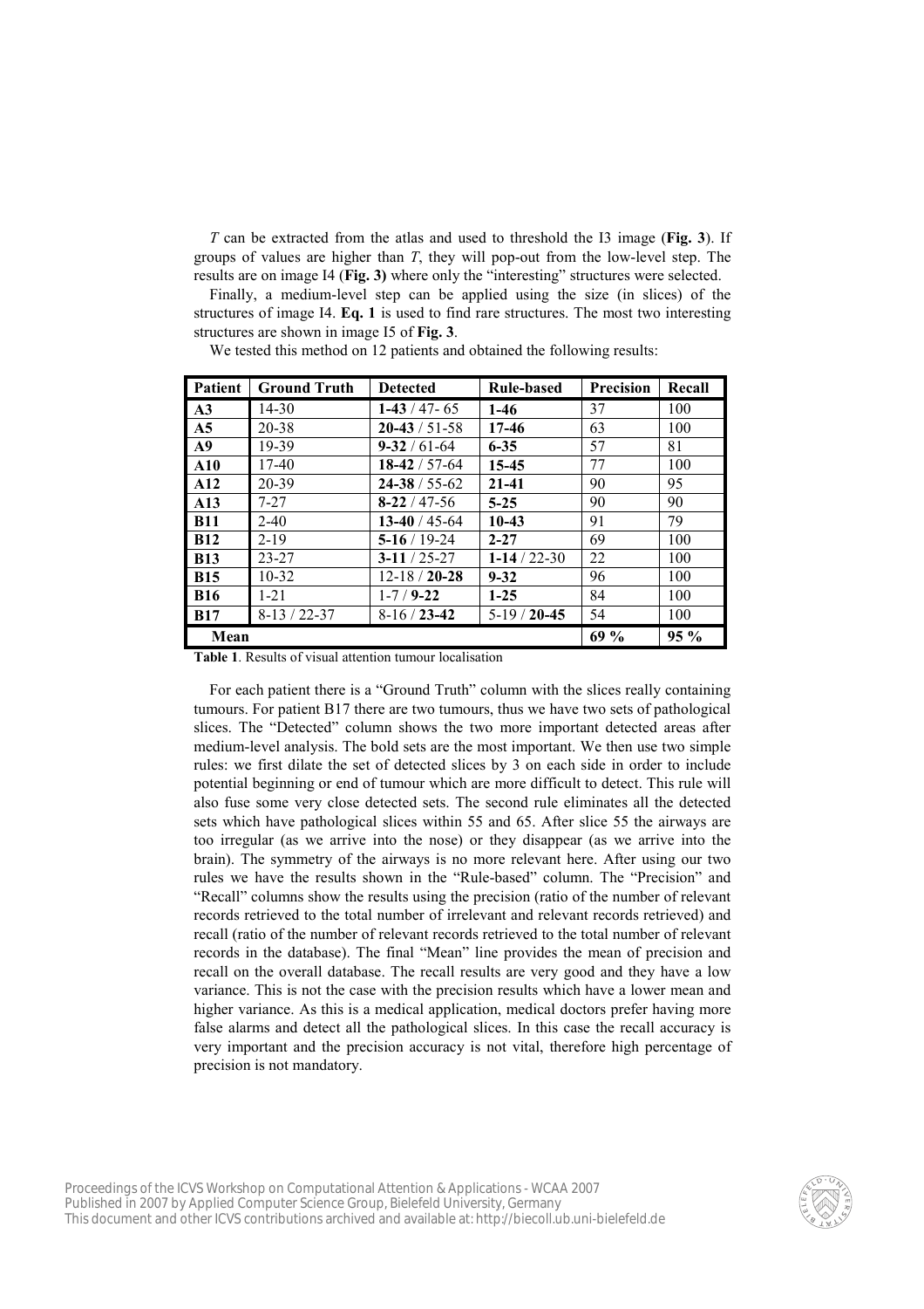*T* can be extracted from the atlas and used to threshold the I3 image (**Fig. 3**). If groups of values are higher than *T*, they will pop-out from the low-level step. The results are on image I4 (**Fig. 3)** where only the "interesting" structures were selected.

Finally, a medium-level step can be applied using the size (in slices) of the structures of image I4. **Eq. 1** is used to find rare structures. The most two interesting structures are shown in image I5 of **Fig. 3**.

We tested this method on 12 patients and obtained the following results:

| Patient | Ground Truth | Detected | Rule-based | Precision | Recall |
|---|---|---|---|---|---|
| **A3** | 14-30 | **1-43** / 47- 65 | **1-46** | 37 | 100 |
| **A5** | 20-38 | **20-43** / 51-58 | **17-46** | 63 | 100 |
| **A9** | 19-39 | **9-32** / 61-64 | **6-35** | 57 | 81 |
| **A10** | 17-40 | **18-42** / 57-64 | **15-45** | 77 | 100 |
| **A12** | 20-39 | **24-38** / 55-62 | **21-41** | 90 | 95 |
| **A13** | 7-27 | **8-22** / 47-56 | **5-25** | 90 | 90 |
| **B11** | 2-40 | **13-40** / 45-64 | **10-43** | 91 | 79 |
| **B12** | 2-19 | **5-16** / 19-24 | **2-27** | 69 | 100 |
| **B13** | 23-27 | **3-11** / 25-27 | **1-14** / 22-30 | 22 | 100 |
| **B15** | 10-32 | 12-18 / **20-28** | **9-32** | 96 | 100 |
| **B16** | 1-21 | 1-7 / **9-22** | **1-25** | 84 | 100 |
| **B17** | 8-13 / 22-37 | 8-16 / **23-42** | 5-19 / **20-45** | 54 | 100 |
| **Mean** | | | | **69 %** | **95 %** |

**Table 1**. Results of visual attention tumour localisation

For each patient there is a "Ground Truth" column with the slices really containing tumours. For patient B17 there are two tumours, thus we have two sets of pathological slices. The "Detected" column shows the two more important detected areas after medium-level analysis. The bold sets are the most important. We then use two simple rules: we first dilate the set of detected slices by 3 on each side in order to include potential beginning or end of tumour which are more difficult to detect. This rule will also fuse some very close detected sets. The second rule eliminates all the detected sets which have pathological slices within 55 and 65. After slice 55 the airways are too irregular (as we arrive into the nose) or they disappear (as we arrive into the brain). The symmetry of the airways is no more relevant here. After using our two rules we have the results shown in the "Rule-based" column. The "Precision" and "Recall" columns show the results using the precision (ratio of the number of relevant records retrieved to the total number of irrelevant and relevant records retrieved) and recall (ratio of the number of relevant records retrieved to the total number of relevant records in the database). The final "Mean" line provides the mean of precision and recall on the overall database. The recall results are very good and they have a low variance. This is not the case with the precision results which have a lower mean and higher variance. As this is a medical application, medical doctors prefer having more false alarms and detect all the pathological slices. In this case the recall accuracy is very important and the precision accuracy is not vital, therefore high percentage of precision is not mandatory.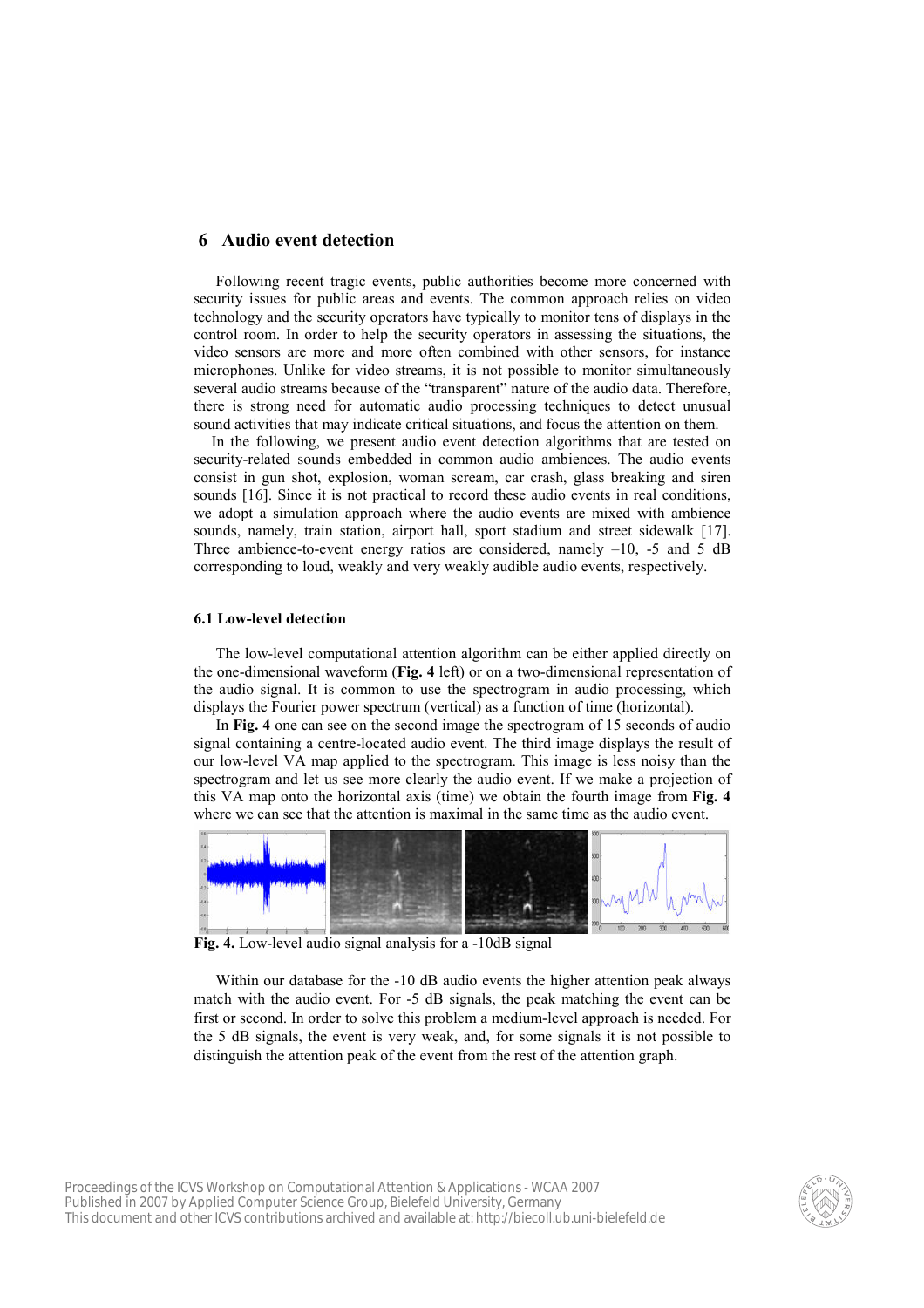## 6 Audio event detection

Following recent tragic events, public authorities become more concerned with security issues for public areas and events. The common approach relies on video technology and the security operators have typically to monitor tens of displays in the control room. In order to help the security operators in assessing the situations, the video sensors are more and more often combined with other sensors, for instance microphones. Unlike for video streams, it is not possible to monitor simultaneously several audio streams because of the "transparent" nature of the audio data. Therefore, there is strong need for automatic audio processing techniques to detect unusual sound activities that may indicate critical situations, and focus the attention on them.

In the following, we present audio event detection algorithms that are tested on security-related sounds embedded in common audio ambiences. The audio events consist in gun shot, explosion, woman scream, car crash, glass breaking and siren sounds [16]. Since it is not practical to record these audio events in real conditions, we adopt a simulation approach where the audio events are mixed with ambience sounds, namely, train station, airport hall, sport stadium and street sidewalk [17]. Three ambience-to-event energy ratios are considered, namely –10, -5 and 5 dB corresponding to loud, weakly and very weakly audible audio events, respectively.

### 6.1 Low-level detection

The low-level computational attention algorithm can be either applied directly on the one-dimensional waveform (**Fig. 4** left) or on a two-dimensional representation of the audio signal. It is common to use the spectrogram in audio processing, which displays the Fourier power spectrum (vertical) as a function of time (horizontal).

In **Fig. 4** one can see on the second image the spectrogram of 15 seconds of audio signal containing a centre-located audio event. The third image displays the result of our low-level VA map applied to the spectrogram. This image is less noisy than the spectrogram and let us see more clearly the audio event. If we make a projection of this VA map onto the horizontal axis (time) we obtain the fourth image from **Fig. 4** where we can see that the attention is maximal in the same time as the audio event.

**Fig. 4.** Low-level audio signal analysis for a -10dB signal

Within our database for the -10 dB audio events the higher attention peak always match with the audio event. For -5 dB signals, the peak matching the event can be first or second. In order to solve this problem a medium-level approach is needed. For the 5 dB signals, the event is very weak, and, for some signals it is not possible to distinguish the attention peak of the event from the rest of the attention graph.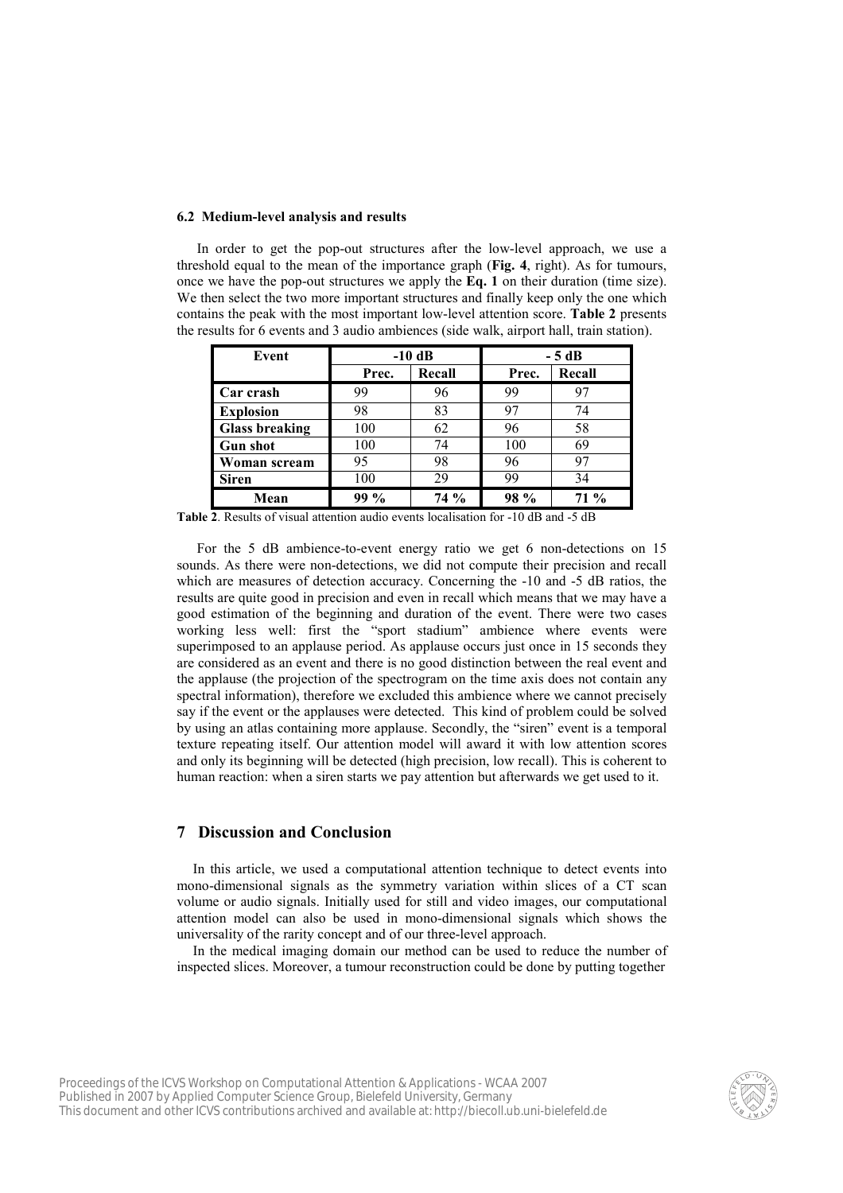### 6.2 Medium-level analysis and results

In order to get the pop-out structures after the low-level approach, we use a threshold equal to the mean of the importance graph (**Fig. 4**, right). As for tumours, once we have the pop-out structures we apply the **Eq. 1** on their duration (time size). We then select the two more important structures and finally keep only the one which contains the peak with the most important low-level attention score. **Table 2** presents the results for 6 events and 3 audio ambiences (side walk, airport hall, train station).

| Event | -10 dB | | - 5 dB | |
|---|---|---|---|---|
| | Prec. | Recall | Prec. | Recall |
| **Car crash** | 99 | 96 | 99 | 97 |
| **Explosion** | 98 | 83 | 97 | 74 |
| **Glass breaking** | 100 | 62 | 96 | 58 |
| **Gun shot** | 100 | 74 | 100 | 69 |
| **Woman scream** | 95 | 98 | 96 | 97 |
| **Siren** | 100 | 29 | 99 | 34 |
| **Mean** | **99 %** | **74 %** | **98 %** | **71 %** |

**Table 2**. Results of visual attention audio events localisation for -10 dB and -5 dB

For the 5 dB ambience-to-event energy ratio we get 6 non-detections on 15 sounds. As there were non-detections, we did not compute their precision and recall which are measures of detection accuracy. Concerning the -10 and -5 dB ratios, the results are quite good in precision and even in recall which means that we may have a good estimation of the beginning and duration of the event. There were two cases working less well: first the "sport stadium" ambience where events were superimposed to an applause period. As applause occurs just once in 15 seconds they are considered as an event and there is no good distinction between the real event and the applause (the projection of the spectrogram on the time axis does not contain any spectral information), therefore we excluded this ambience where we cannot precisely say if the event or the applauses were detected. This kind of problem could be solved by using an atlas containing more applause. Secondly, the "siren" event is a temporal texture repeating itself. Our attention model will award it with low attention scores and only its beginning will be detected (high precision, low recall). This is coherent to human reaction: when a siren starts we pay attention but afterwards we get used to it.

## 7 Discussion and Conclusion

In this article, we used a computational attention technique to detect events into mono-dimensional signals as the symmetry variation within slices of a CT scan volume or audio signals. Initially used for still and video images, our computational attention model can also be used in mono-dimensional signals which shows the universality of the rarity concept and of our three-level approach.

In the medical imaging domain our method can be used to reduce the number of inspected slices. Moreover, a tumour reconstruction could be done by putting together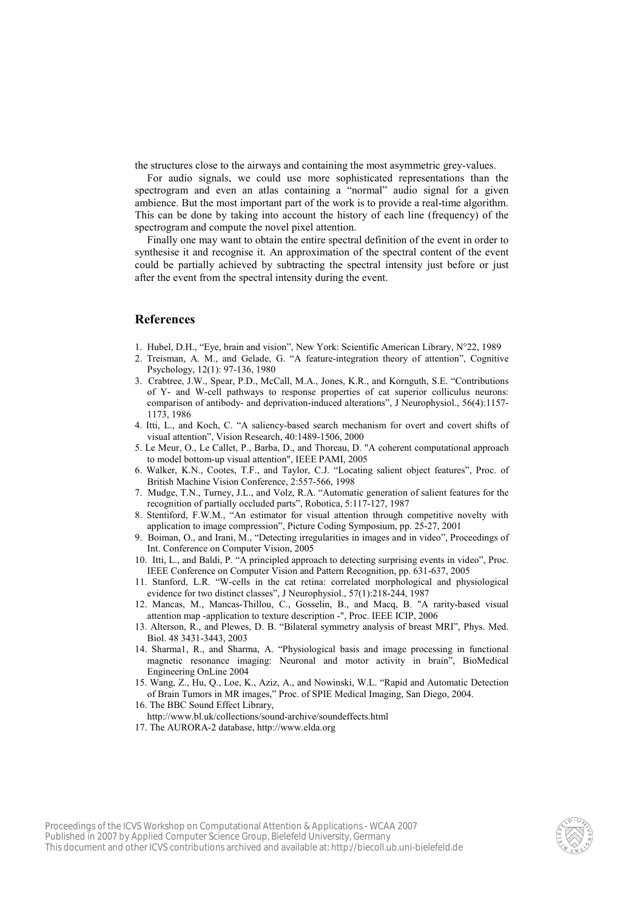the structures close to the airways and containing the most asymmetric grey-values.

For audio signals, we could use more sophisticated representations than the spectrogram and even an atlas containing a "normal" audio signal for a given ambience. But the most important part of the work is to provide a real-time algorithm. This can be done by taking into account the history of each line (frequency) of the spectrogram and compute the novel pixel attention.

Finally one may want to obtain the entire spectral definition of the event in order to synthesise it and recognise it. An approximation of the spectral content of the event could be partially achieved by subtracting the spectral intensity just before or just after the event from the spectral intensity during the event.

## References

1. Hubel, D.H., "Eye, brain and vision", New York: Scientific American Library, N°22, 1989
2. Treisman, A. M., and Gelade, G. "A feature-integration theory of attention", Cognitive Psychology, 12(1): 97-136, 1980
3. Crabtree, J.W., Spear, P.D., McCall, M.A., Jones, K.R., and Kornguth, S.E. "Contributions of Y- and W-cell pathways to response properties of cat superior colliculus neurons: comparison of antibody- and deprivation-induced alterations", J Neurophysiol., 56(4):1157-1173, 1986
4. Itti, L., and Koch, C. "A saliency-based search mechanism for overt and covert shifts of visual attention", Vision Research, 40:1489-1506, 2000
5. Le Meur, O., Le Callet, P., Barba, D., and Thoreau, D. "A coherent computational approach to model bottom-up visual attention", IEEE PAMI, 2005
6. Walker, K.N., Cootes, T.F., and Taylor, C.J. "Locating salient object features", Proc. of British Machine Vision Conference, 2:557-566, 1998
7. Mudge, T.N., Turney, J.L., and Volz, R.A. "Automatic generation of salient features for the recognition of partially occluded parts", Robotica, 5:117-127, 1987
8. Stentiford, F.W.M., "An estimator for visual attention through competitive novelty with application to image compression", Picture Coding Symposium, pp. 25-27, 2001
9. Boiman, O., and Irani, M., "Detecting irregularities in images and in video", Proceedings of Int. Conference on Computer Vision, 2005
10. Itti, L., and Baldi, P. "A principled approach to detecting surprising events in video", Proc. IEEE Conference on Computer Vision and Pattern Recognition, pp. 631-637, 2005
11. Stanford, L.R. "W-cells in the cat retina: correlated morphological and physiological evidence for two distinct classes", J Neurophysiol., 57(1):218-244, 1987
12. Mancas, M., Mancas-Thillou, C., Gosselin, B., and Macq, B. "A rarity-based visual attention map -application to texture description -", Proc. IEEE ICIP, 2006
13. Alterson, R., and Plewes, D. B. "Bilateral symmetry analysis of breast MRI", Phys. Med. Biol. 48 3431-3443, 2003
14. Sharma1, R., and Sharma, A. "Physiological basis and image processing in functional magnetic resonance imaging: Neuronal and motor activity in brain", BioMedical Engineering OnLine 2004
15. Wang, Z., Hu, Q., Loe, K., Aziz, A., and Nowinski, W.L. "Rapid and Automatic Detection of Brain Tumors in MR images," Proc. of SPIE Medical Imaging, San Diego, 2004.
16. The BBC Sound Effect Library, http://www.bl.uk/collections/sound-archive/soundeffects.html
17. The AURORA-2 database, http://www.elda.org